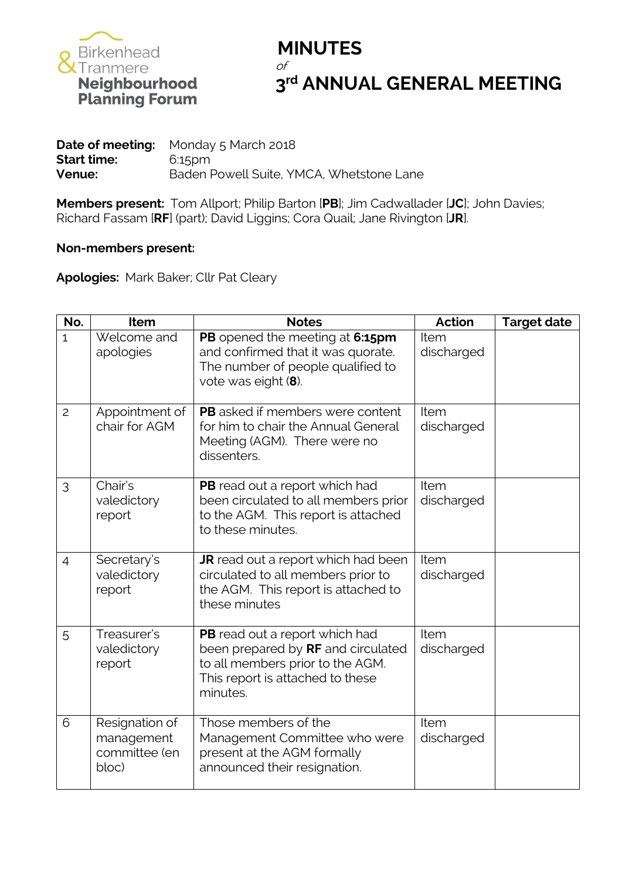Birkenhead & Tranmere **Neighbourhood Planning Forum**

# MINUTES

*of*

# 3rd ANNUAL GENERAL MEETING

**Date of meeting:** Monday 5 March 2018
**Start time:** 6:15pm
**Venue:** Baden Powell Suite, YMCA, Whetstone Lane

**Members present:** Tom Allport; Philip Barton [**PB**]; Jim Cadwallader [**JC**]; John Davies; Richard Fassam [**RF**] (part); David Liggins; Cora Quail; Jane Rivington [**JR**].

**Non-members present:**

**Apologies:** Mark Baker; Cllr Pat Cleary

| No. | Item | Notes | Action | Target date |
|---|---|---|---|---|
| 1 | Welcome and apologies | **PB** opened the meeting at **6:15pm** and confirmed that it was quorate. The number of people qualified to vote was eight (**8**). | Item discharged | |
| 2 | Appointment of chair for AGM | **PB** asked if members were content for him to chair the Annual General Meeting (AGM). There were no dissenters. | Item discharged | |
| 3 | Chair's valedictory report | **PB** read out a report which had been circulated to all members prior to the AGM. This report is attached to these minutes. | Item discharged | |
| 4 | Secretary's valedictory report | **JR** read out a report which had been circulated to all members prior to the AGM. This report is attached to these minutes | Item discharged | |
| 5 | Treasurer's valedictory report | **PB** read out a report which had been prepared by **RF** and circulated to all members prior to the AGM. This report is attached to these minutes. | Item discharged | |
| 6 | Resignation of management committee (en bloc) | Those members of the Management Committee who were present at the AGM formally announced their resignation. | Item discharged | |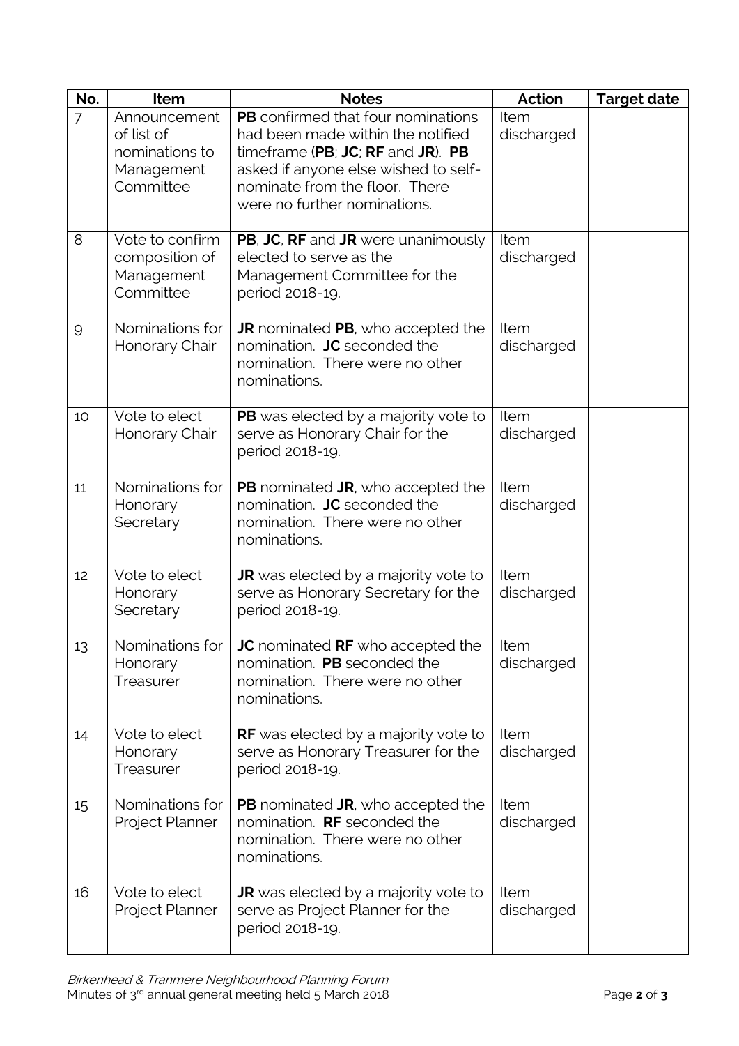| No. | Item | Notes | Action | Target date |
|---|---|---|---|---|
| 7 | Announcement of list of nominations to Management Committee | **PB** confirmed that four nominations had been made within the notified timeframe (**PB**; **JC**; **RF** and **JR**). **PB** asked if anyone else wished to self-nominate from the floor. There were no further nominations. | Item discharged | |
| 8 | Vote to confirm composition of Management Committee | **PB**, **JC**, **RF** and **JR** were unanimously elected to serve as the Management Committee for the period 2018-19. | Item discharged | |
| 9 | Nominations for Honorary Chair | **JR** nominated **PB**, who accepted the nomination. **JC** seconded the nomination. There were no other nominations. | Item discharged | |
| 10 | Vote to elect Honorary Chair | **PB** was elected by a majority vote to serve as Honorary Chair for the period 2018-19. | Item discharged | |
| 11 | Nominations for Honorary Secretary | **PB** nominated **JR**, who accepted the nomination. **JC** seconded the nomination. There were no other nominations. | Item discharged | |
| 12 | Vote to elect Honorary Secretary | **JR** was elected by a majority vote to serve as Honorary Secretary for the period 2018-19. | Item discharged | |
| 13 | Nominations for Honorary Treasurer | **JC** nominated **RF** who accepted the nomination. **PB** seconded the nomination. There were no other nominations. | Item discharged | |
| 14 | Vote to elect Honorary Treasurer | **RF** was elected by a majority vote to serve as Honorary Treasurer for the period 2018-19. | Item discharged | |
| 15 | Nominations for Project Planner | **PB** nominated **JR**, who accepted the nomination. **RF** seconded the nomination. There were no other nominations. | Item discharged | |
| 16 | Vote to elect Project Planner | **JR** was elected by a majority vote to serve as Project Planner for the period 2018-19. | Item discharged | |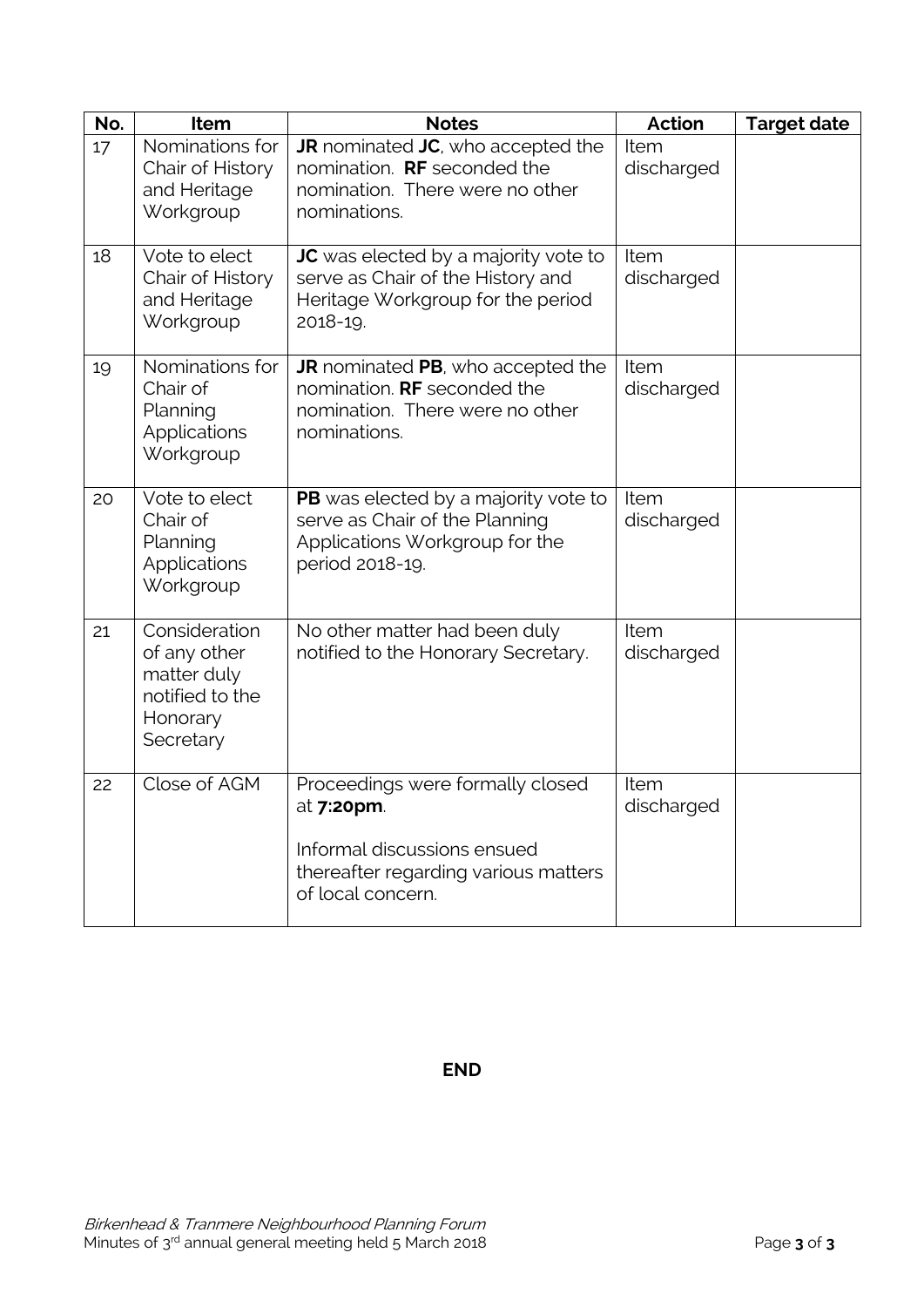| No. | Item | Notes | Action | Target date |
|---|---|---|---|---|
| 17 | Nominations for Chair of History and Heritage Workgroup | **JR** nominated **JC**, who accepted the nomination. **RF** seconded the nomination. There were no other nominations. | Item discharged | |
| 18 | Vote to elect Chair of History and Heritage Workgroup | **JC** was elected by a majority vote to serve as Chair of the History and Heritage Workgroup for the period 2018-19. | Item discharged | |
| 19 | Nominations for Chair of Planning Applications Workgroup | **JR** nominated **PB**, who accepted the nomination. **RF** seconded the nomination. There were no other nominations. | Item discharged | |
| 20 | Vote to elect Chair of Planning Applications Workgroup | **PB** was elected by a majority vote to serve as Chair of the Planning Applications Workgroup for the period 2018-19. | Item discharged | |
| 21 | Consideration of any other matter duly notified to the Honorary Secretary | No other matter had been duly notified to the Honorary Secretary. | Item discharged | |
| 22 | Close of AGM | Proceedings were formally closed at **7:20pm**.<br><br>Informal discussions ensued thereafter regarding various matters of local concern. | Item discharged | |

**END**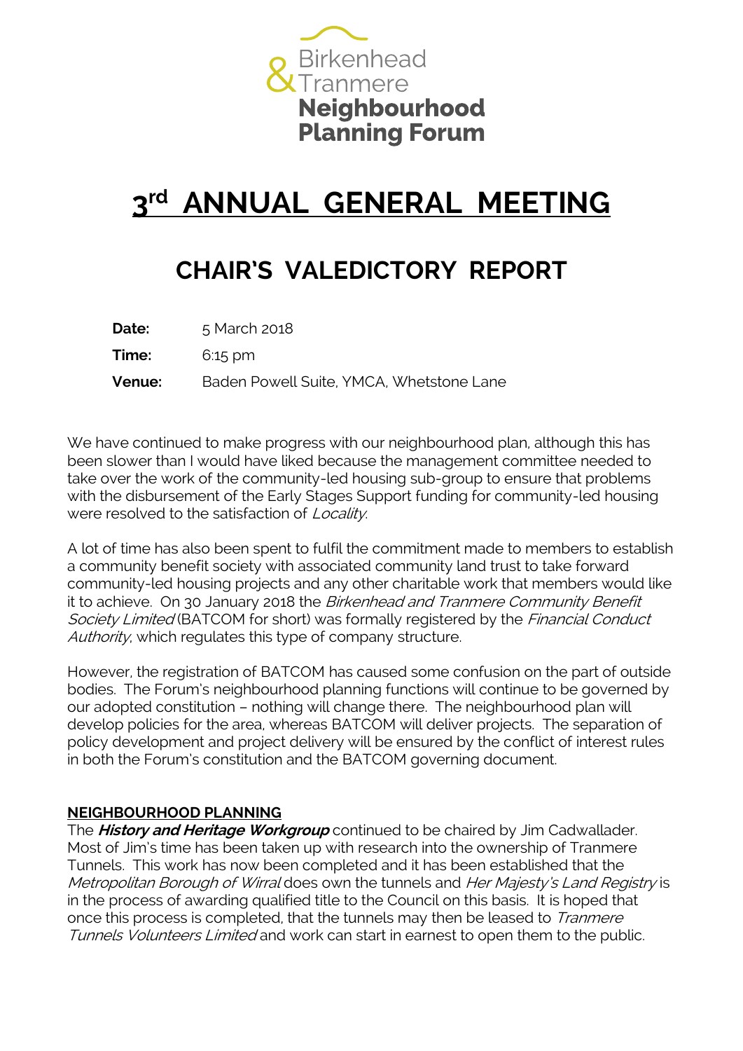Birkenhead & Tranmere
**Neighbourhood Planning Forum**

# 3rd ANNUAL GENERAL MEETING

## CHAIR'S VALEDICTORY REPORT

**Date:** 5 March 2018

**Time:** 6:15 pm

**Venue:** Baden Powell Suite, YMCA, Whetstone Lane

We have continued to make progress with our neighbourhood plan, although this has been slower than I would have liked because the management committee needed to take over the work of the community-led housing sub-group to ensure that problems with the disbursement of the Early Stages Support funding for community-led housing were resolved to the satisfaction of *Locality*.

A lot of time has also been spent to fulfil the commitment made to members to establish a community benefit society with associated community land trust to take forward community-led housing projects and any other charitable work that members would like it to achieve. On 30 January 2018 the *Birkenhead and Tranmere Community Benefit Society Limited* (BATCOM for short) was formally registered by the *Financial Conduct Authority*, which regulates this type of company structure.

However, the registration of BATCOM has caused some confusion on the part of outside bodies. The Forum's neighbourhood planning functions will continue to be governed by our adopted constitution – nothing will change there. The neighbourhood plan will develop policies for the area, whereas BATCOM will deliver projects. The separation of policy development and project delivery will be ensured by the conflict of interest rules in both the Forum's constitution and the BATCOM governing document.

### NEIGHBOURHOOD PLANNING

The ***History and Heritage Workgroup*** continued to be chaired by Jim Cadwallader. Most of Jim's time has been taken up with research into the ownership of Tranmere Tunnels. This work has now been completed and it has been established that the *Metropolitan Borough of Wirral* does own the tunnels and *Her Majesty's Land Registry* is in the process of awarding qualified title to the Council on this basis. It is hoped that once this process is completed, that the tunnels may then be leased to *Tranmere Tunnels Volunteers Limited* and work can start in earnest to open them to the public.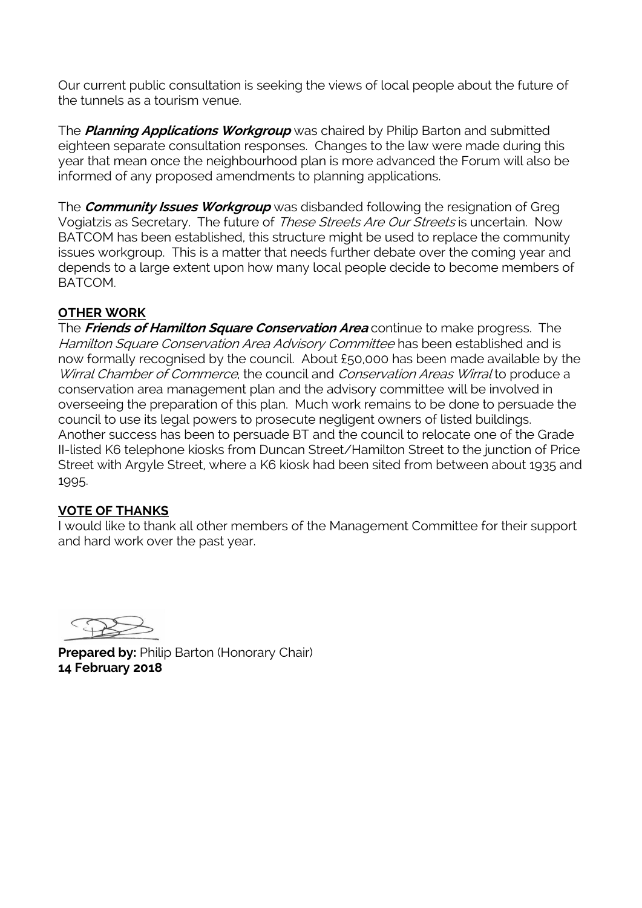Our current public consultation is seeking the views of local people about the future of the tunnels as a tourism venue.

The ***Planning Applications Workgroup*** was chaired by Philip Barton and submitted eighteen separate consultation responses. Changes to the law were made during this year that mean once the neighbourhood plan is more advanced the Forum will also be informed of any proposed amendments to planning applications.

The ***Community Issues Workgroup*** was disbanded following the resignation of Greg Vogiatzis as Secretary. The future of *These Streets Are Our Streets* is uncertain. Now BATCOM has been established, this structure might be used to replace the community issues workgroup. This is a matter that needs further debate over the coming year and depends to a large extent upon how many local people decide to become members of BATCOM.

**OTHER WORK**

The ***Friends of Hamilton Square Conservation Area*** continue to make progress. The *Hamilton Square Conservation Area Advisory Committee* has been established and is now formally recognised by the council. About £50,000 has been made available by the *Wirral Chamber of Commerce*, the council and *Conservation Areas Wirral* to produce a conservation area management plan and the advisory committee will be involved in overseeing the preparation of this plan. Much work remains to be done to persuade the council to use its legal powers to prosecute negligent owners of listed buildings. Another success has been to persuade BT and the council to relocate one of the Grade II-listed K6 telephone kiosks from Duncan Street/Hamilton Street to the junction of Price Street with Argyle Street, where a K6 kiosk had been sited from between about 1935 and 1995.

**VOTE OF THANKS**

I would like to thank all other members of the Management Committee for their support and hard work over the past year.

**Prepared by:** Philip Barton (Honorary Chair)
**14 February 2018**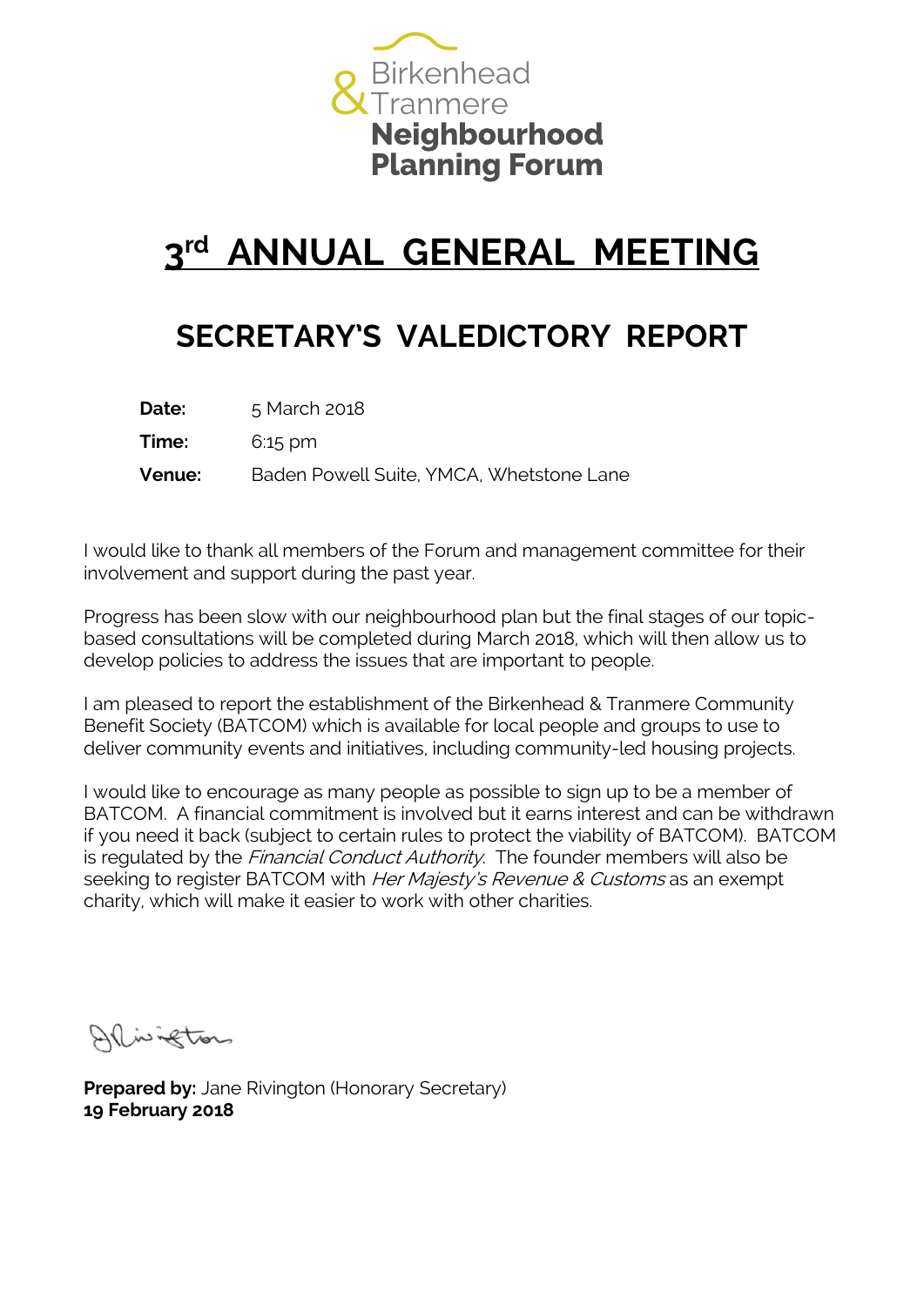Birkenhead & Tranmere **Neighbourhood Planning Forum**

# 3rd ANNUAL GENERAL MEETING

## SECRETARY'S VALEDICTORY REPORT

**Date:** 5 March 2018

**Time:** 6:15 pm

**Venue:** Baden Powell Suite, YMCA, Whetstone Lane

I would like to thank all members of the Forum and management committee for their involvement and support during the past year.

Progress has been slow with our neighbourhood plan but the final stages of our topic-based consultations will be completed during March 2018, which will then allow us to develop policies to address the issues that are important to people.

I am pleased to report the establishment of the Birkenhead & Tranmere Community Benefit Society (BATCOM) which is available for local people and groups to use to deliver community events and initiatives, including community-led housing projects.

I would like to encourage as many people as possible to sign up to be a member of BATCOM. A financial commitment is involved but it earns interest and can be withdrawn if you need it back (subject to certain rules to protect the viability of BATCOM). BATCOM is regulated by the *Financial Conduct Authority*. The founder members will also be seeking to register BATCOM with *Her Majesty's Revenue & Customs* as an exempt charity, which will make it easier to work with other charities.

J Rivington

**Prepared by:** Jane Rivington (Honorary Secretary)
**19 February 2018**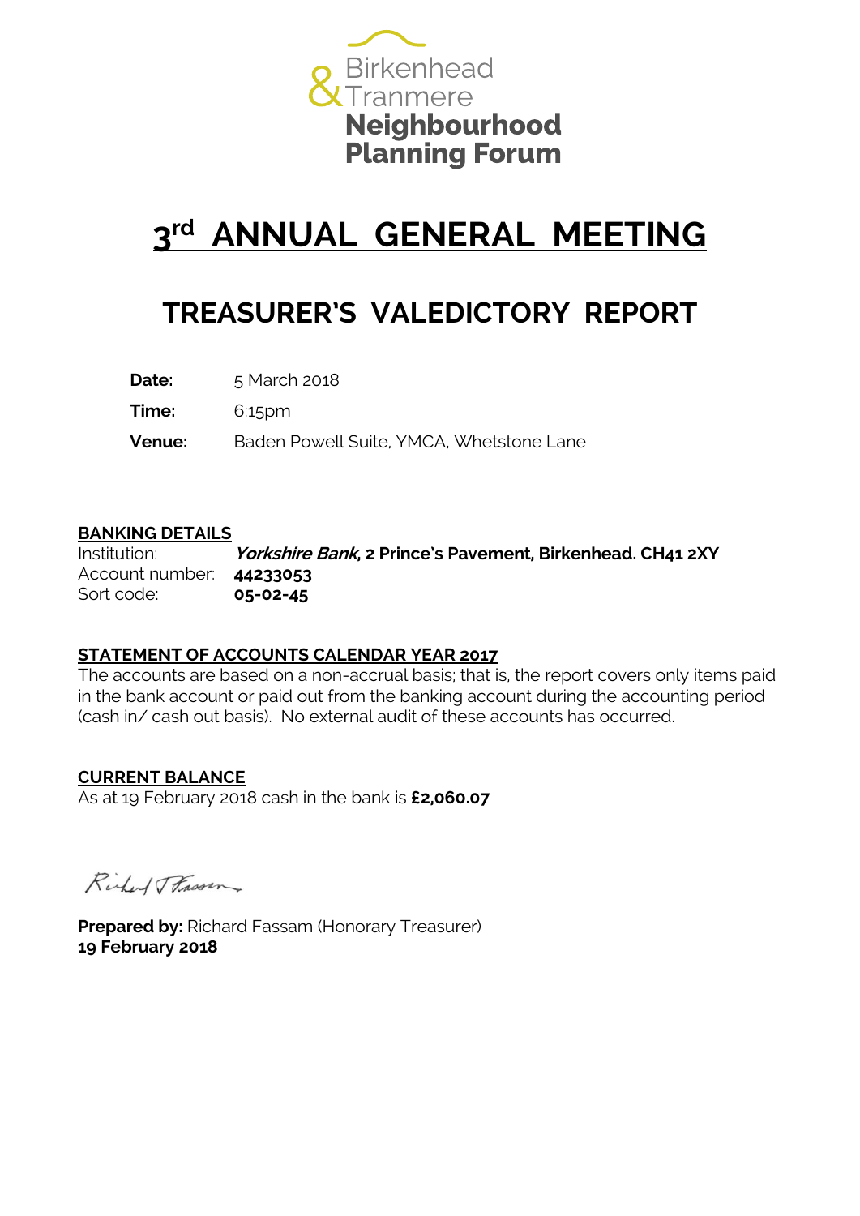Birkenhead & Tranmere **Neighbourhood Planning Forum**

# 3rd ANNUAL GENERAL MEETING

## TREASURER'S VALEDICTORY REPORT

**Date:** 5 March 2018

**Time:** 6:15pm

**Venue:** Baden Powell Suite, YMCA, Whetstone Lane

**BANKING DETAILS**

Institution: ***Yorkshire Bank*, 2 Prince's Pavement, Birkenhead. CH41 2XY**
Account number: **44233053**
Sort code: **05-02-45**

**STATEMENT OF ACCOUNTS CALENDAR YEAR 2017**

The accounts are based on a non-accrual basis; that is, the report covers only items paid in the bank account or paid out from the banking account during the accounting period (cash in/ cash out basis). No external audit of these accounts has occurred.

**CURRENT BALANCE**

As at 19 February 2018 cash in the bank is **£2,060.07**

Richard J Fassam

**Prepared by:** Richard Fassam (Honorary Treasurer)
**19 February 2018**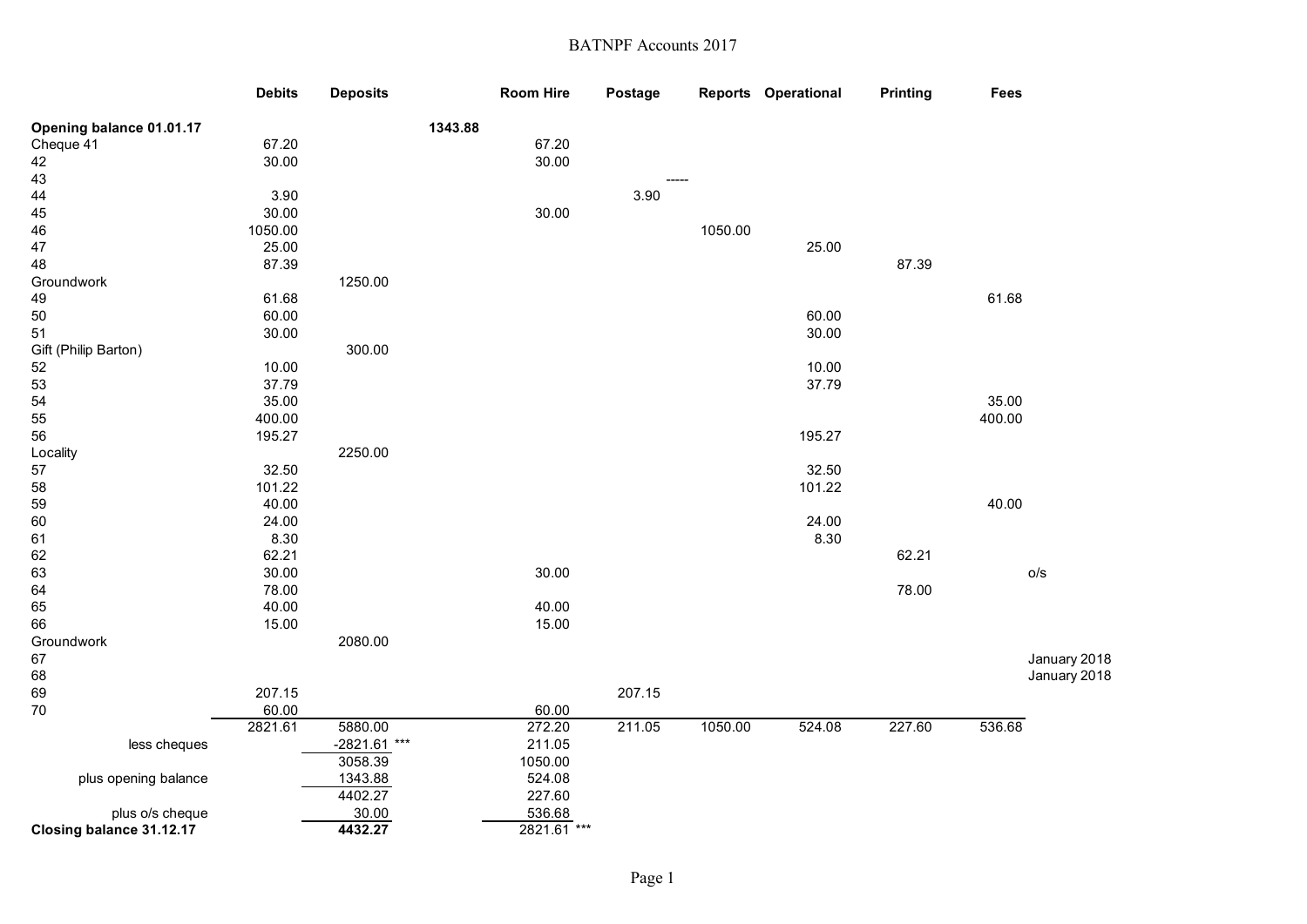# BATNPF Accounts 2017

| | Debits | Deposits | | Room Hire | Postage | Reports | Operational | Printing | Fees | |
|---|---|---|---|---|---|---|---|---|---|---|
| **Opening balance 01.01.17** | | | **1343.88** | | | | | | | |
| Cheque 41 | 67.20 | | | 67.20 | | | | | | |
| 42 | 30.00 | | | 30.00 | | | | | | |
| 43 | | | | | ----- | | | | | |
| 44 | 3.90 | | | | 3.90 | | | | | |
| 45 | 30.00 | | | 30.00 | | | | | | |
| 46 | 1050.00 | | | | | 1050.00 | | | | |
| 47 | 25.00 | | | | | | 25.00 | | | |
| 48 | 87.39 | | | | | | | 87.39 | | |
| Groundwork | | 1250.00 | | | | | | | | |
| 49 | 61.68 | | | | | | | | 61.68 | |
| 50 | 60.00 | | | | | | 60.00 | | | |
| 51 | 30.00 | | | | | | 30.00 | | | |
| Gift (Philip Barton) | | 300.00 | | | | | | | | |
| 52 | 10.00 | | | | | | 10.00 | | | |
| 53 | 37.79 | | | | | | 37.79 | | | |
| 54 | 35.00 | | | | | | | | 35.00 | |
| 55 | 400.00 | | | | | | | | 400.00 | |
| 56 | 195.27 | | | | | | 195.27 | | | |
| Locality | | 2250.00 | | | | | | | | |
| 57 | 32.50 | | | | | | 32.50 | | | |
| 58 | 101.22 | | | | | | 101.22 | | | |
| 59 | 40.00 | | | | | | | | 40.00 | |
| 60 | 24.00 | | | | | | 24.00 | | | |
| 61 | 8.30 | | | | | | 8.30 | | | |
| 62 | 62.21 | | | | | | | 62.21 | | |
| 63 | 30.00 | | | 30.00 | | | | | | o/s |
| 64 | 78.00 | | | | | | | 78.00 | | |
| 65 | 40.00 | | | 40.00 | | | | | | |
| 66 | 15.00 | | | 15.00 | | | | | | |
| Groundwork | | 2080.00 | | | | | | | | |
| 67 | | | | | | | | | | January 2018 |
| 68 | | | | | | | | | | January 2018 |
| 69 | 207.15 | | | | 207.15 | | | | | |
| 70 | 60.00 | | | 60.00 | | | | | | |
| | 2821.61 | 5880.00 | | 272.20 | 211.05 | 1050.00 | 524.08 | 227.60 | 536.68 | |
| less cheques | | -2821.61 *** | | 211.05 | | | | | | |
| | | 3058.39 | | 1050.00 | | | | | | |
| plus opening balance | | 1343.88 | | 524.08 | | | | | | |
| | | 4402.27 | | 227.60 | | | | | | |
| plus o/s cheque | | 30.00 | | 536.68 | | | | | | |
| **Closing balance 31.12.17** | | **4432.27** | | 2821.61 *** | | | | | | |